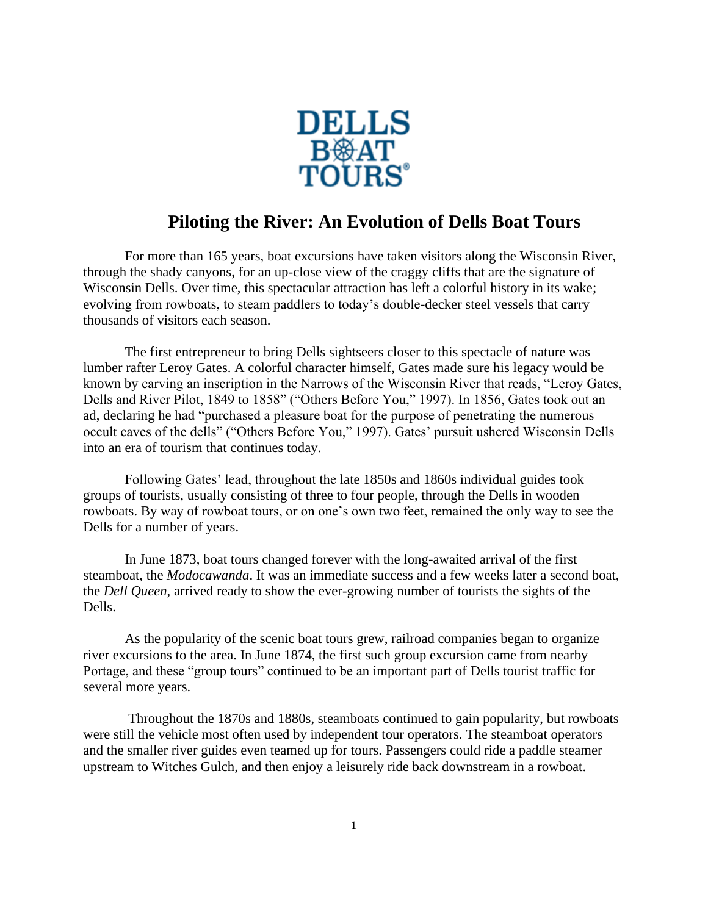DELLS BOAT TOURS®

# Piloting the River: An Evolution of Dells Boat Tours

For more than 165 years, boat excursions have taken visitors along the Wisconsin River, through the shady canyons, for an up-close view of the craggy cliffs that are the signature of Wisconsin Dells. Over time, this spectacular attraction has left a colorful history in its wake; evolving from rowboats, to steam paddlers to today's double-decker steel vessels that carry thousands of visitors each season.

The first entrepreneur to bring Dells sightseers closer to this spectacle of nature was lumber rafter Leroy Gates. A colorful character himself, Gates made sure his legacy would be known by carving an inscription in the Narrows of the Wisconsin River that reads, "Leroy Gates, Dells and River Pilot, 1849 to 1858" ("Others Before You," 1997). In 1856, Gates took out an ad, declaring he had "purchased a pleasure boat for the purpose of penetrating the numerous occult caves of the dells" ("Others Before You," 1997). Gates' pursuit ushered Wisconsin Dells into an era of tourism that continues today.

Following Gates' lead, throughout the late 1850s and 1860s individual guides took groups of tourists, usually consisting of three to four people, through the Dells in wooden rowboats. By way of rowboat tours, or on one's own two feet, remained the only way to see the Dells for a number of years.

In June 1873, boat tours changed forever with the long-awaited arrival of the first steamboat, the *Modocawanda*. It was an immediate success and a few weeks later a second boat, the *Dell Queen*, arrived ready to show the ever-growing number of tourists the sights of the Dells.

As the popularity of the scenic boat tours grew, railroad companies began to organize river excursions to the area. In June 1874, the first such group excursion came from nearby Portage, and these "group tours" continued to be an important part of Dells tourist traffic for several more years.

Throughout the 1870s and 1880s, steamboats continued to gain popularity, but rowboats were still the vehicle most often used by independent tour operators. The steamboat operators and the smaller river guides even teamed up for tours. Passengers could ride a paddle steamer upstream to Witches Gulch, and then enjoy a leisurely ride back downstream in a rowboat.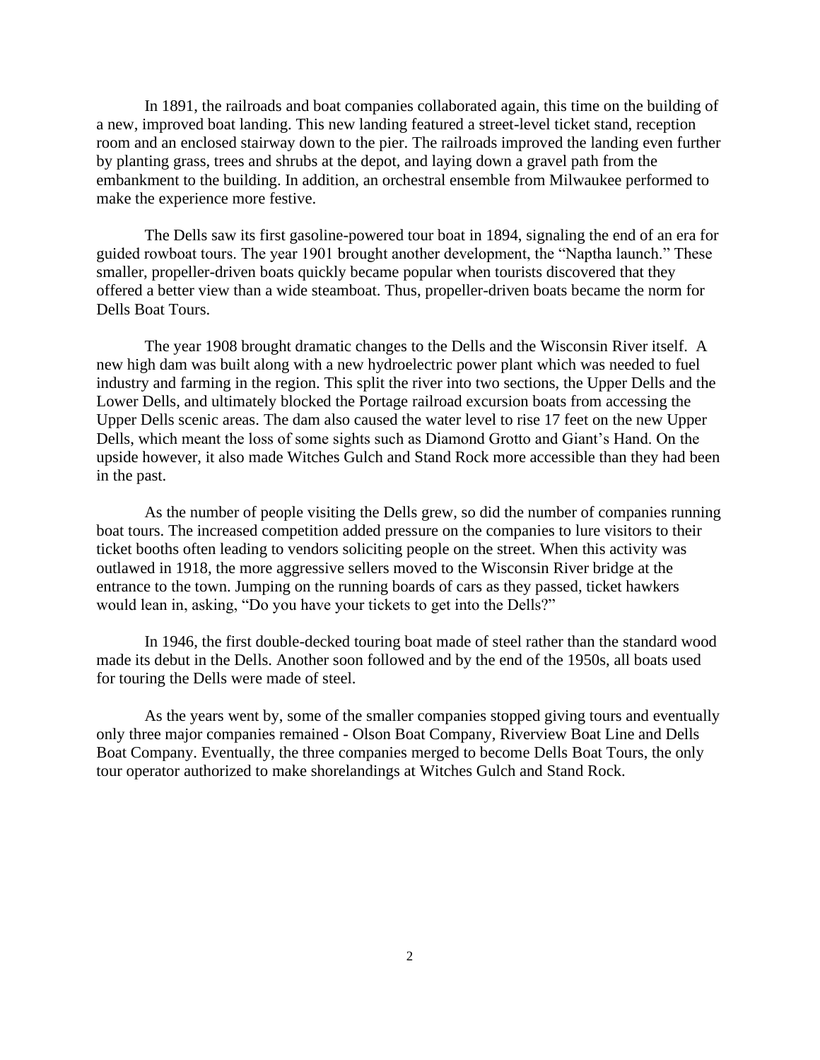In 1891, the railroads and boat companies collaborated again, this time on the building of a new, improved boat landing. This new landing featured a street-level ticket stand, reception room and an enclosed stairway down to the pier. The railroads improved the landing even further by planting grass, trees and shrubs at the depot, and laying down a gravel path from the embankment to the building. In addition, an orchestral ensemble from Milwaukee performed to make the experience more festive.

The Dells saw its first gasoline-powered tour boat in 1894, signaling the end of an era for guided rowboat tours. The year 1901 brought another development, the "Naptha launch." These smaller, propeller-driven boats quickly became popular when tourists discovered that they offered a better view than a wide steamboat. Thus, propeller-driven boats became the norm for Dells Boat Tours.

The year 1908 brought dramatic changes to the Dells and the Wisconsin River itself. A new high dam was built along with a new hydroelectric power plant which was needed to fuel industry and farming in the region. This split the river into two sections, the Upper Dells and the Lower Dells, and ultimately blocked the Portage railroad excursion boats from accessing the Upper Dells scenic areas. The dam also caused the water level to rise 17 feet on the new Upper Dells, which meant the loss of some sights such as Diamond Grotto and Giant's Hand. On the upside however, it also made Witches Gulch and Stand Rock more accessible than they had been in the past.

As the number of people visiting the Dells grew, so did the number of companies running boat tours. The increased competition added pressure on the companies to lure visitors to their ticket booths often leading to vendors soliciting people on the street. When this activity was outlawed in 1918, the more aggressive sellers moved to the Wisconsin River bridge at the entrance to the town. Jumping on the running boards of cars as they passed, ticket hawkers would lean in, asking, "Do you have your tickets to get into the Dells?"

In 1946, the first double-decked touring boat made of steel rather than the standard wood made its debut in the Dells. Another soon followed and by the end of the 1950s, all boats used for touring the Dells were made of steel.

As the years went by, some of the smaller companies stopped giving tours and eventually only three major companies remained - Olson Boat Company, Riverview Boat Line and Dells Boat Company. Eventually, the three companies merged to become Dells Boat Tours, the only tour operator authorized to make shorelandings at Witches Gulch and Stand Rock.